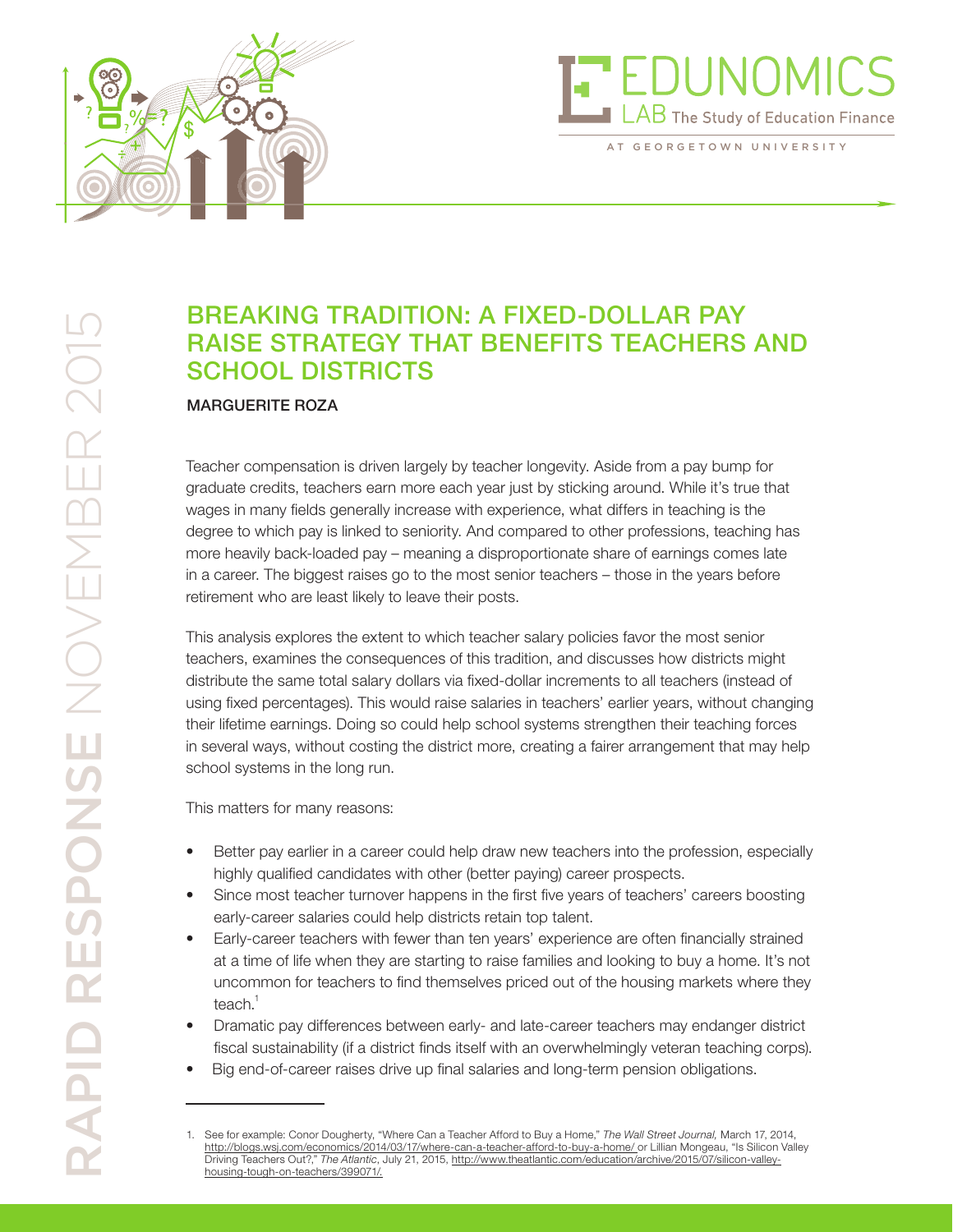EDUNOMICS LAB The Study of Education Finance

AT GEORGETOWN UNIVERSITY

RAPID RESPONSE NOVEMBER 2015

# BREAKING TRADITION: A FIXED-DOLLAR PAY RAISE STRATEGY THAT BENEFITS TEACHERS AND SCHOOL DISTRICTS

MARGUERITE ROZA

Teacher compensation is driven largely by teacher longevity. Aside from a pay bump for graduate credits, teachers earn more each year just by sticking around. While it's true that wages in many fields generally increase with experience, what differs in teaching is the degree to which pay is linked to seniority. And compared to other professions, teaching has more heavily back-loaded pay – meaning a disproportionate share of earnings comes late in a career. The biggest raises go to the most senior teachers – those in the years before retirement who are least likely to leave their posts.

This analysis explores the extent to which teacher salary policies favor the most senior teachers, examines the consequences of this tradition, and discusses how districts might distribute the same total salary dollars via fixed-dollar increments to all teachers (instead of using fixed percentages). This would raise salaries in teachers' earlier years, without changing their lifetime earnings. Doing so could help school systems strengthen their teaching forces in several ways, without costing the district more, creating a fairer arrangement that may help school systems in the long run.

This matters for many reasons:

- Better pay earlier in a career could help draw new teachers into the profession, especially highly qualified candidates with other (better paying) career prospects.
- Since most teacher turnover happens in the first five years of teachers' careers boosting early-career salaries could help districts retain top talent.
- Early-career teachers with fewer than ten years' experience are often financially strained at a time of life when they are starting to raise families and looking to buy a home. It's not uncommon for teachers to find themselves priced out of the housing markets where they teach.[1]
- Dramatic pay differences between early- and late-career teachers may endanger district fiscal sustainability (if a district finds itself with an overwhelmingly veteran teaching corps).
- Big end-of-career raises drive up final salaries and long-term pension obligations.

1. See for example: Conor Dougherty, "Where Can a Teacher Afford to Buy a Home," *The Wall Street Journal,* March 17, 2014, http://blogs.wsj.com/economics/2014/03/17/where-can-a-teacher-afford-to-buy-a-home/ or Lillian Mongeau, "Is Silicon Valley Driving Teachers Out?," *The Atlantic*, July 21, 2015, http://www.theatlantic.com/education/archive/2015/07/silicon-valley-housing-tough-on-teachers/399071/.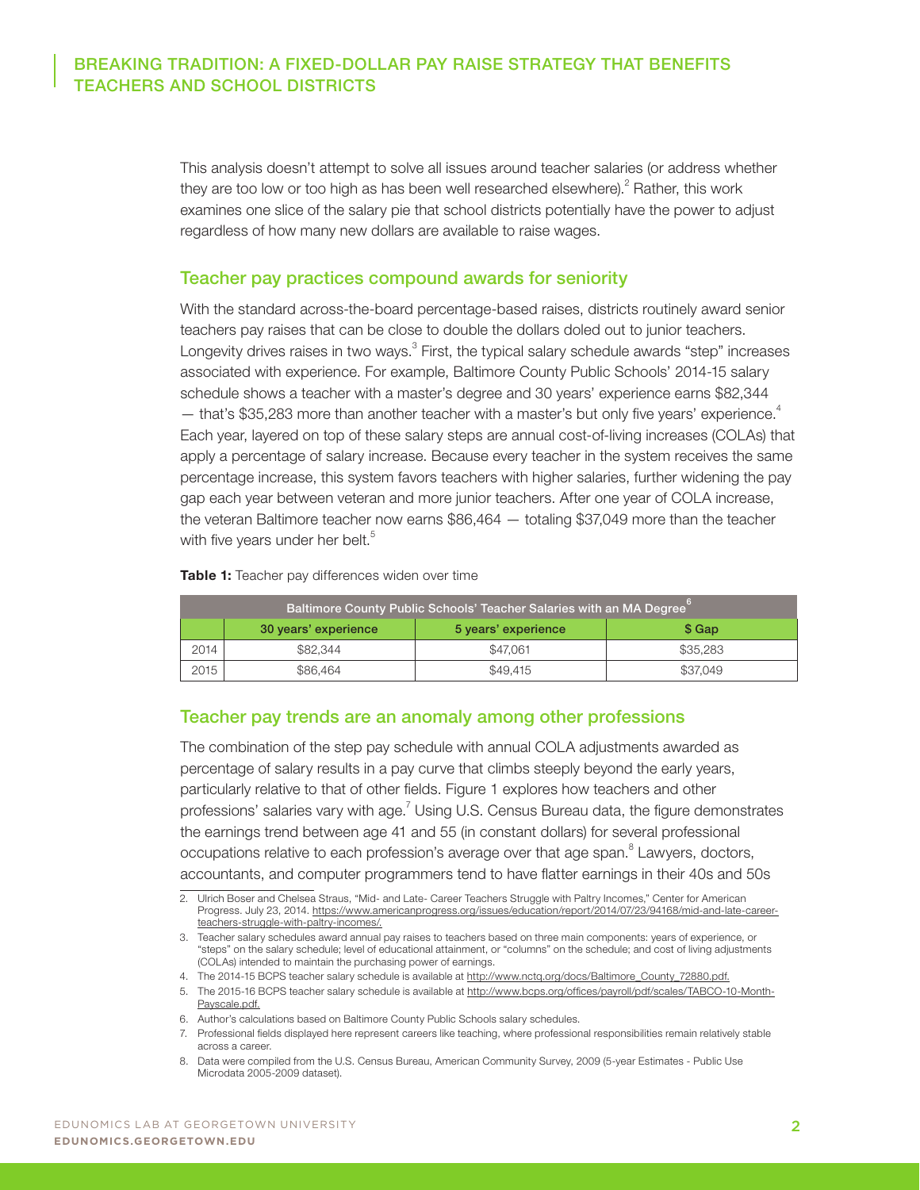This analysis doesn't attempt to solve all issues around teacher salaries (or address whether they are too low or too high as has been well researched elsewhere).[2] Rather, this work examines one slice of the salary pie that school districts potentially have the power to adjust regardless of how many new dollars are available to raise wages.

## Teacher pay practices compound awards for seniority

With the standard across-the-board percentage-based raises, districts routinely award senior teachers pay raises that can be close to double the dollars doled out to junior teachers. Longevity drives raises in two ways.[3] First, the typical salary schedule awards "step" increases associated with experience. For example, Baltimore County Public Schools' 2014-15 salary schedule shows a teacher with a master's degree and 30 years' experience earns $82,344 — that's $35,283 more than another teacher with a master's but only five years' experience.[4] Each year, layered on top of these salary steps are annual cost-of-living increases (COLAs) that apply a percentage of salary increase. Because every teacher in the system receives the same percentage increase, this system favors teachers with higher salaries, further widening the pay gap each year between veteran and more junior teachers. After one year of COLA increase, the veteran Baltimore teacher now earns $86,464 — totaling $37,049 more than the teacher with five years under her belt.[5]

**Table 1:** Teacher pay differences widen over time

| Baltimore County Public Schools' Teacher Salaries with an MA Degree[6] | | | |
|---|---|---|---|
| | 30 years' experience | 5 years' experience | $ Gap |
| 2014 | $82,344 | $47,061 | $35,283 |
| 2015 | $86,464 | $49,415 | $37,049 |

## Teacher pay trends are an anomaly among other professions

The combination of the step pay schedule with annual COLA adjustments awarded as percentage of salary results in a pay curve that climbs steeply beyond the early years, particularly relative to that of other fields. Figure 1 explores how teachers and other professions' salaries vary with age.[7] Using U.S. Census Bureau data, the figure demonstrates the earnings trend between age 41 and 55 (in constant dollars) for several professional occupations relative to each profession's average over that age span.[8] Lawyers, doctors, accountants, and computer programmers tend to have flatter earnings in their 40s and 50s

---

2. Ulrich Boser and Chelsea Straus, "Mid- and Late- Career Teachers Struggle with Paltry Incomes," Center for American Progress. July 23, 2014. https://www.americanprogress.org/issues/education/report/2014/07/23/94168/mid-and-late-career-teachers-struggle-with-paltry-incomes/.
3. Teacher salary schedules award annual pay raises to teachers based on three main components: years of experience, or "steps" on the salary schedule; level of educational attainment, or "columns" on the schedule; and cost of living adjustments (COLAs) intended to maintain the purchasing power of earnings.
4. The 2014-15 BCPS teacher salary schedule is available at http://www.nctq.org/docs/Baltimore_County_72880.pdf.
5. The 2015-16 BCPS teacher salary schedule is available at http://www.bcps.org/offices/payroll/pdf/scales/TABCO-10-Month-Payscale.pdf.
6. Author's calculations based on Baltimore County Public Schools salary schedules.
7. Professional fields displayed here represent careers like teaching, where professional responsibilities remain relatively stable across a career.
8. Data were compiled from the U.S. Census Bureau, American Community Survey, 2009 (5-year Estimates - Public Use Microdata 2005-2009 dataset).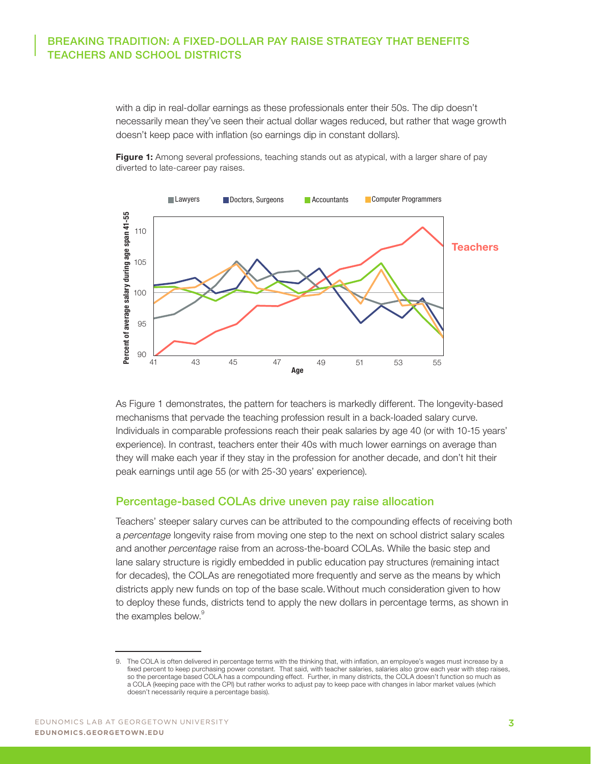with a dip in real-dollar earnings as these professionals enter their 50s. The dip doesn't necessarily mean they've seen their actual dollar wages reduced, but rather that wage growth doesn't keep pace with inflation (so earnings dip in constant dollars).

**Figure 1:** Among several professions, teaching stands out as atypical, with a larger share of pay diverted to late-career pay raises.

As Figure 1 demonstrates, the pattern for teachers is markedly different. The longevity-based mechanisms that pervade the teaching profession result in a back-loaded salary curve. Individuals in comparable professions reach their peak salaries by age 40 (or with 10-15 years' experience). In contrast, teachers enter their 40s with much lower earnings on average than they will make each year if they stay in the profession for another decade, and don't hit their peak earnings until age 55 (or with 25-30 years' experience).

## Percentage-based COLAs drive uneven pay raise allocation

Teachers' steeper salary curves can be attributed to the compounding effects of receiving both a *percentage* longevity raise from moving one step to the next on school district salary scales and another *percentage* raise from an across-the-board COLAs. While the basic step and lane salary structure is rigidly embedded in public education pay structures (remaining intact for decades), the COLAs are renegotiated more frequently and serve as the means by which districts apply new funds on top of the base scale. Without much consideration given to how to deploy these funds, districts tend to apply the new dollars in percentage terms, as shown in the examples below.[9]

---

9. The COLA is often delivered in percentage terms with the thinking that, with inflation, an employee's wages must increase by a fixed percent to keep purchasing power constant. That said, with teacher salaries, salaries also grow each year with step raises, so the percentage based COLA has a compounding effect. Further, in many districts, the COLA doesn't function so much as a COLA (keeping pace with the CPI) but rather works to adjust pay to keep pace with changes in labor market values (which doesn't necessarily require a percentage basis).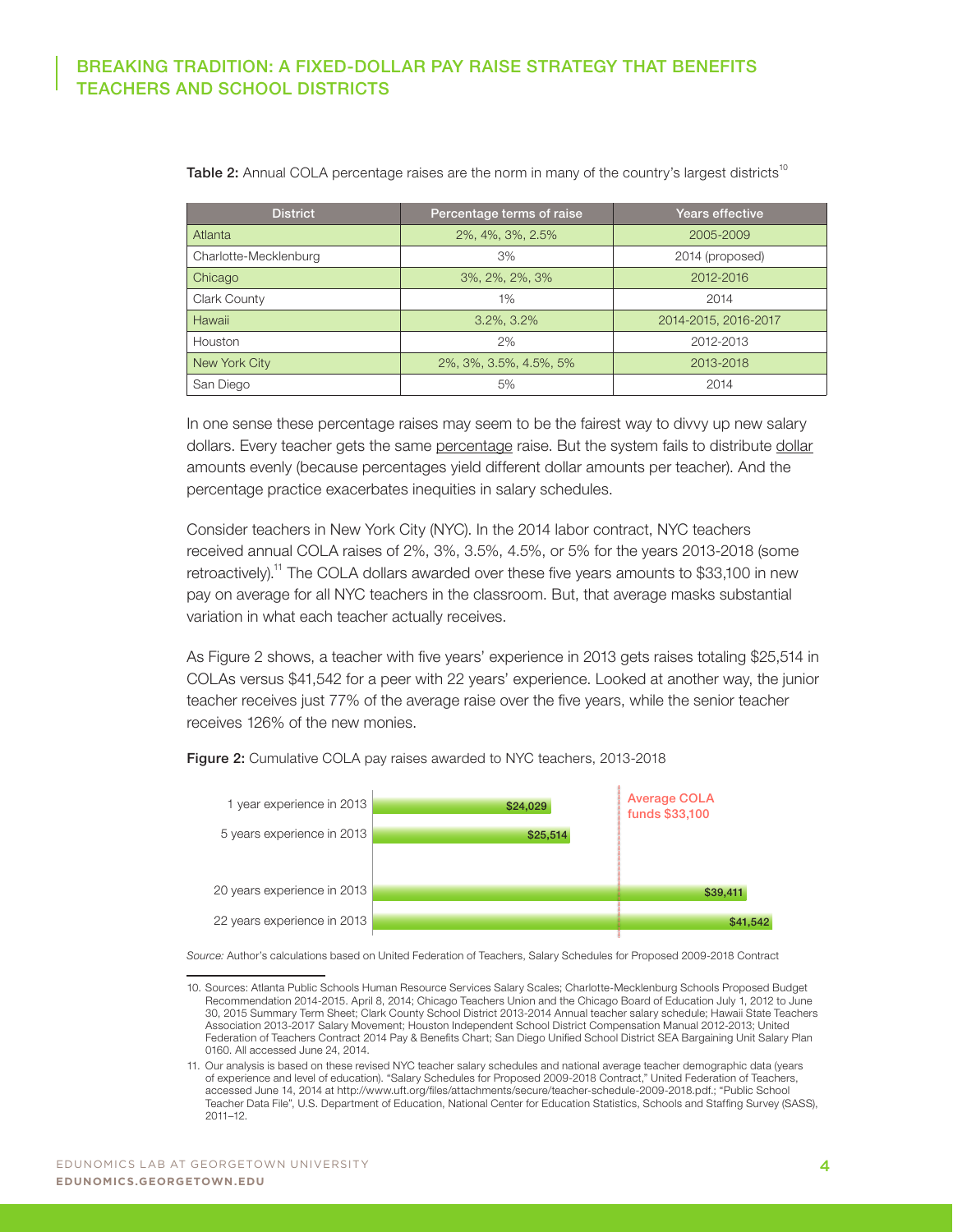Table 2: Annual COLA percentage raises are the norm in many of the country's largest districts[10]

| District | Percentage terms of raise | Years effective |
| --- | --- | --- |
| Atlanta | 2%, 4%, 3%, 2.5% | 2005-2009 |
| Charlotte-Mecklenburg | 3% | 2014 (proposed) |
| Chicago | 3%, 2%, 2%, 3% | 2012-2016 |
| Clark County | 1% | 2014 |
| Hawaii | 3.2%, 3.2% | 2014-2015, 2016-2017 |
| Houston | 2% | 2012-2013 |
| New York City | 2%, 3%, 3.5%, 4.5%, 5% | 2013-2018 |
| San Diego | 5% | 2014 |

In one sense these percentage raises may seem to be the fairest way to divvy up new salary dollars. Every teacher gets the same percentage raise. But the system fails to distribute dollar amounts evenly (because percentages yield different dollar amounts per teacher). And the percentage practice exacerbates inequities in salary schedules.

Consider teachers in New York City (NYC). In the 2014 labor contract, NYC teachers received annual COLA raises of 2%, 3%, 3.5%, 4.5%, or 5% for the years 2013-2018 (some retroactively).[11] The COLA dollars awarded over these five years amounts to $33,100 in new pay on average for all NYC teachers in the classroom. But, that average masks substantial variation in what each teacher actually receives.

As Figure 2 shows, a teacher with five years' experience in 2013 gets raises totaling $25,514 in COLAs versus $41,542 for a peer with 22 years' experience. Looked at another way, the junior teacher receives just 77% of the average raise over the five years, while the senior teacher receives 126% of the new monies.

Figure 2: Cumulative COLA pay raises awarded to NYC teachers, 2013-2018

| Experience | Cumulative COLA raise |
| --- | --- |
| 1 year experience in 2013 | $24,029 |
| 5 years experience in 2013 | $25,514 |
| 20 years experience in 2013 | $39,411 |
| 22 years experience in 2013 | $41,542 |

Average COLA funds $33,100

*Source:* Author's calculations based on United Federation of Teachers, Salary Schedules for Proposed 2009-2018 Contract

---

10. Sources: Atlanta Public Schools Human Resource Services Salary Scales; Charlotte-Mecklenburg Schools Proposed Budget Recommendation 2014-2015. April 8, 2014; Chicago Teachers Union and the Chicago Board of Education July 1, 2012 to June 30, 2015 Summary Term Sheet; Clark County School District 2013-2014 Annual teacher salary schedule; Hawaii State Teachers Association 2013-2017 Salary Movement; Houston Independent School District Compensation Manual 2012-2013; United Federation of Teachers Contract 2014 Pay & Benefits Chart; San Diego Unified School District SEA Bargaining Unit Salary Plan 0160. All accessed June 24, 2014.

11. Our analysis is based on these revised NYC teacher salary schedules and national average teacher demographic data (years of experience and level of education). "Salary Schedules for Proposed 2009-2018 Contract," United Federation of Teachers, accessed June 14, 2014 at http://www.uft.org/files/attachments/secure/teacher-schedule-2009-2018.pdf.; "Public School Teacher Data File", U.S. Department of Education, National Center for Education Statistics, Schools and Staffing Survey (SASS), 2011–12.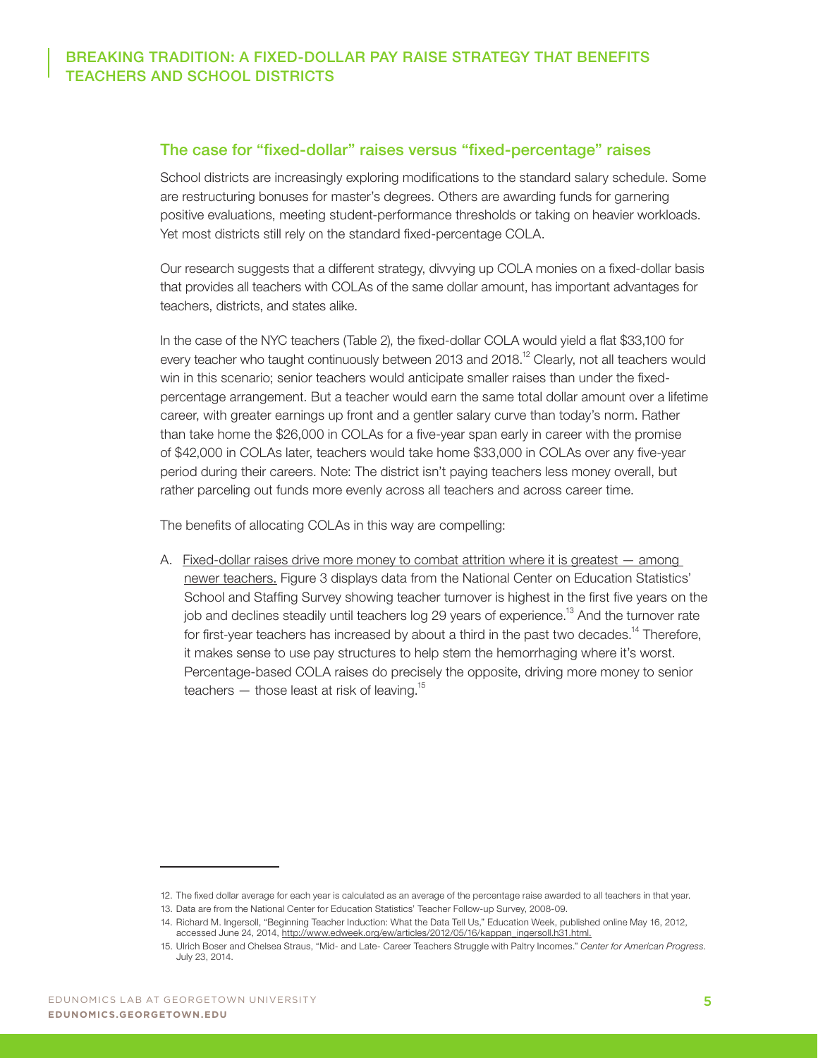## The case for "fixed-dollar" raises versus "fixed-percentage" raises

School districts are increasingly exploring modifications to the standard salary schedule. Some are restructuring bonuses for master's degrees. Others are awarding funds for garnering positive evaluations, meeting student-performance thresholds or taking on heavier workloads. Yet most districts still rely on the standard fixed-percentage COLA.

Our research suggests that a different strategy, divvying up COLA monies on a fixed-dollar basis that provides all teachers with COLAs of the same dollar amount, has important advantages for teachers, districts, and states alike.

In the case of the NYC teachers (Table 2), the fixed-dollar COLA would yield a flat $33,100 for every teacher who taught continuously between 2013 and 2018.[12] Clearly, not all teachers would win in this scenario; senior teachers would anticipate smaller raises than under the fixed-percentage arrangement. But a teacher would earn the same total dollar amount over a lifetime career, with greater earnings up front and a gentler salary curve than today's norm. Rather than take home the $26,000 in COLAs for a five-year span early in career with the promise of $42,000 in COLAs later, teachers would take home $33,000 in COLAs over any five-year period during their careers. Note: The district isn't paying teachers less money overall, but rather parceling out funds more evenly across all teachers and across career time.

The benefits of allocating COLAs in this way are compelling:

A. Fixed-dollar raises drive more money to combat attrition where it is greatest — among newer teachers. Figure 3 displays data from the National Center on Education Statistics' School and Staffing Survey showing teacher turnover is highest in the first five years on the job and declines steadily until teachers log 29 years of experience.[13] And the turnover rate for first-year teachers has increased by about a third in the past two decades.[14] Therefore, it makes sense to use pay structures to help stem the hemorrhaging where it's worst. Percentage-based COLA raises do precisely the opposite, driving more money to senior teachers — those least at risk of leaving.[15]

---

12. The fixed dollar average for each year is calculated as an average of the percentage raise awarded to all teachers in that year.
13. Data are from the National Center for Education Statistics' Teacher Follow-up Survey, 2008-09.
14. Richard M. Ingersoll, "Beginning Teacher Induction: What the Data Tell Us," Education Week, published online May 16, 2012, accessed June 24, 2014, http://www.edweek.org/ew/articles/2012/05/16/kappan_ingersoll.h31.html.
15. Ulrich Boser and Chelsea Straus, "Mid- and Late- Career Teachers Struggle with Paltry Incomes." *Center for American Progress*. July 23, 2014.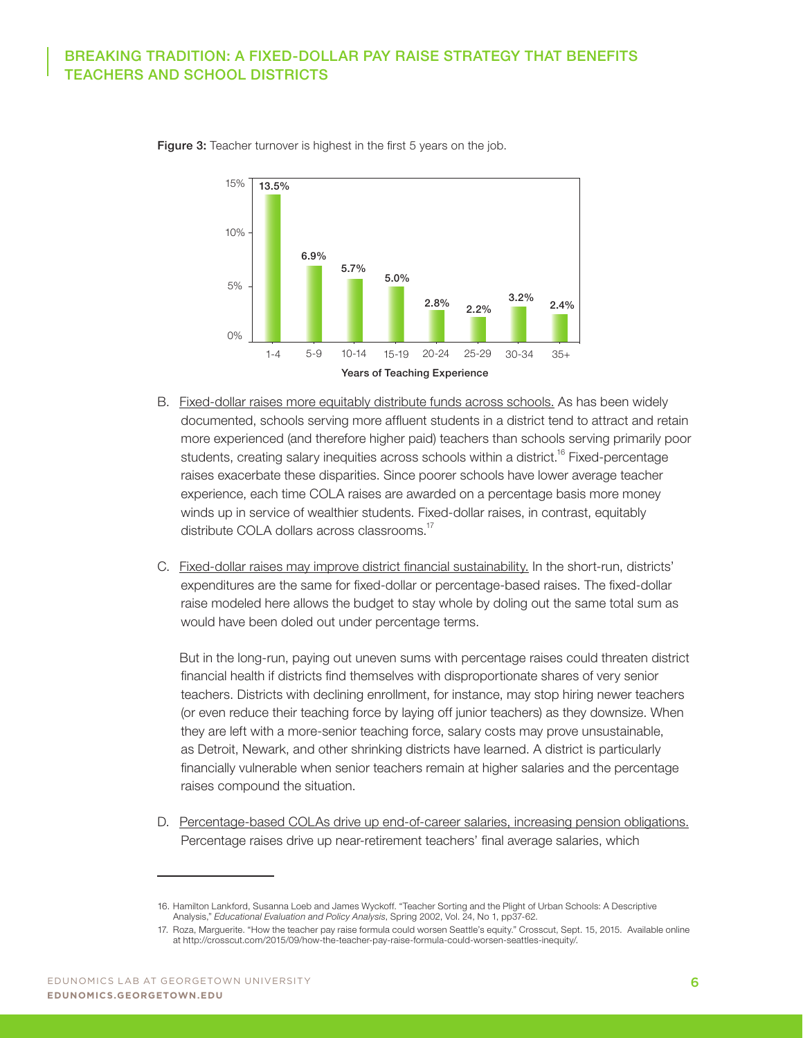**Figure 3:** Teacher turnover is highest in the first 5 years on the job.

| Years of Teaching Experience | Turnover |
|---|---|
| 1-4 | 13.5% |
| 5-9 | 6.9% |
| 10-14 | 5.7% |
| 15-19 | 5.0% |
| 20-24 | 2.8% |
| 25-29 | 2.2% |
| 30-34 | 3.2% |
| 35+ | 2.4% |

B. Fixed-dollar raises more equitably distribute funds across schools. As has been widely documented, schools serving more affluent students in a district tend to attract and retain more experienced (and therefore higher paid) teachers than schools serving primarily poor students, creating salary inequities across schools within a district.[16] Fixed-percentage raises exacerbate these disparities. Since poorer schools have lower average teacher experience, each time COLA raises are awarded on a percentage basis more money winds up in service of wealthier students. Fixed-dollar raises, in contrast, equitably distribute COLA dollars across classrooms.[17]

C. Fixed-dollar raises may improve district financial sustainability. In the short-run, districts' expenditures are the same for fixed-dollar or percentage-based raises. The fixed-dollar raise modeled here allows the budget to stay whole by doling out the same total sum as would have been doled out under percentage terms.

But in the long-run, paying out uneven sums with percentage raises could threaten district financial health if districts find themselves with disproportionate shares of very senior teachers. Districts with declining enrollment, for instance, may stop hiring newer teachers (or even reduce their teaching force by laying off junior teachers) as they downsize. When they are left with a more-senior teaching force, salary costs may prove unsustainable, as Detroit, Newark, and other shrinking districts have learned. A district is particularly financially vulnerable when senior teachers remain at higher salaries and the percentage raises compound the situation.

D. Percentage-based COLAs drive up end-of-career salaries, increasing pension obligations. Percentage raises drive up near-retirement teachers' final average salaries, which

---

16. Hamilton Lankford, Susanna Loeb and James Wyckoff. "Teacher Sorting and the Plight of Urban Schools: A Descriptive Analysis," *Educational Evaluation and Policy Analysis*, Spring 2002, Vol. 24, No 1, pp37-62.

17. Roza, Marguerite. "How the teacher pay raise formula could worsen Seattle's equity." Crosscut, Sept. 15, 2015. Available online at http://crosscut.com/2015/09/how-the-teacher-pay-raise-formula-could-worsen-seattles-inequity/.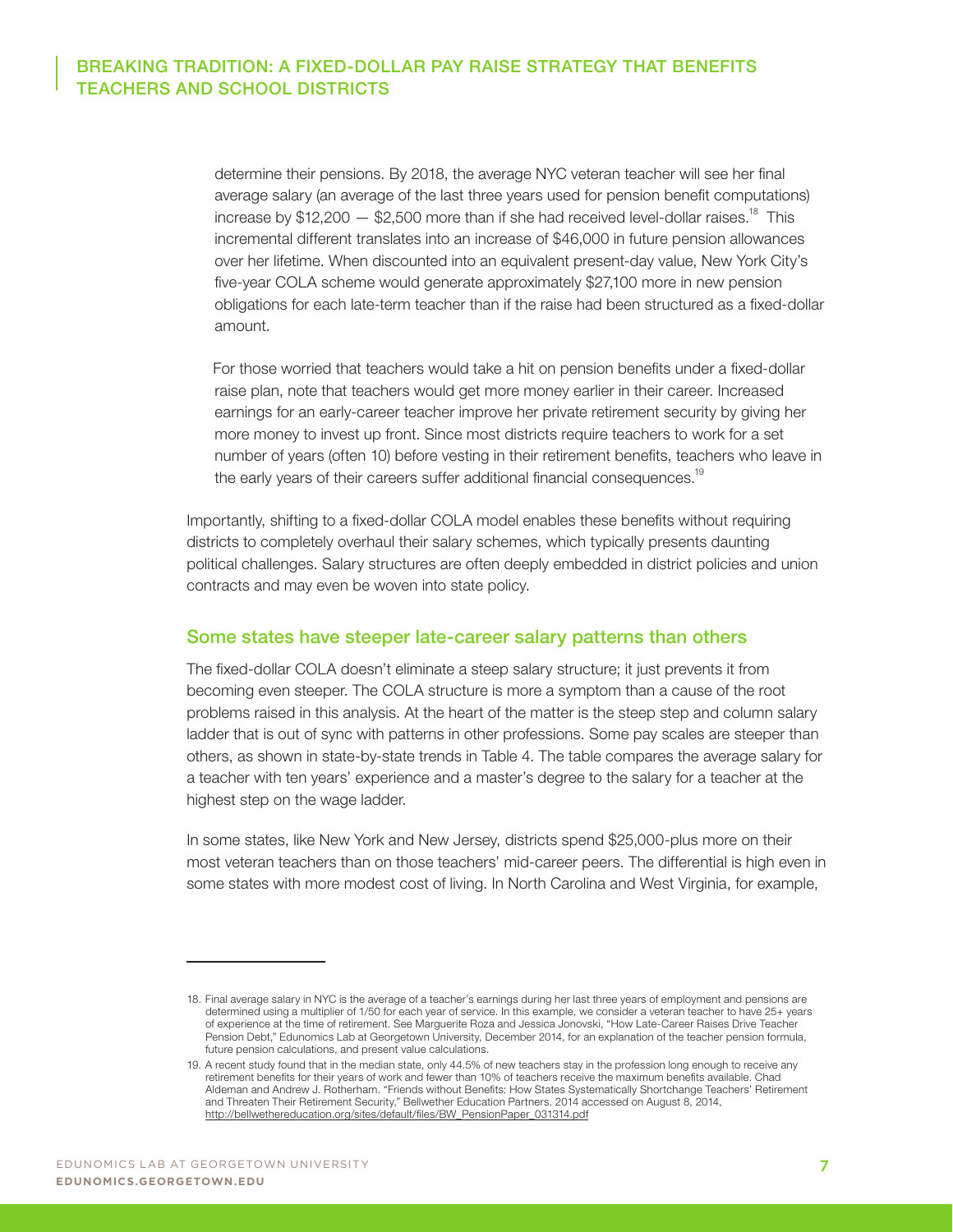determine their pensions. By 2018, the average NYC veteran teacher will see her final average salary (an average of the last three years used for pension benefit computations) increase by $12,200 — $2,500 more than if she had received level-dollar raises.[18] This incremental different translates into an increase of $46,000 in future pension allowances over her lifetime. When discounted into an equivalent present-day value, New York City's five-year COLA scheme would generate approximately $27,100 more in new pension obligations for each late-term teacher than if the raise had been structured as a fixed-dollar amount.

For those worried that teachers would take a hit on pension benefits under a fixed-dollar raise plan, note that teachers would get more money earlier in their career. Increased earnings for an early-career teacher improve her private retirement security by giving her more money to invest up front. Since most districts require teachers to work for a set number of years (often 10) before vesting in their retirement benefits, teachers who leave in the early years of their careers suffer additional financial consequences.[19]

Importantly, shifting to a fixed-dollar COLA model enables these benefits without requiring districts to completely overhaul their salary schemes, which typically presents daunting political challenges. Salary structures are often deeply embedded in district policies and union contracts and may even be woven into state policy.

## Some states have steeper late-career salary patterns than others

The fixed-dollar COLA doesn't eliminate a steep salary structure; it just prevents it from becoming even steeper. The COLA structure is more a symptom than a cause of the root problems raised in this analysis. At the heart of the matter is the steep step and column salary ladder that is out of sync with patterns in other professions. Some pay scales are steeper than others, as shown in state-by-state trends in Table 4. The table compares the average salary for a teacher with ten years' experience and a master's degree to the salary for a teacher at the highest step on the wage ladder.

In some states, like New York and New Jersey, districts spend $25,000-plus more on their most veteran teachers than on those teachers' mid-career peers. The differential is high even in some states with more modest cost of living. In North Carolina and West Virginia, for example,

---

18. Final average salary in NYC is the average of a teacher's earnings during her last three years of employment and pensions are determined using a multiplier of 1/50 for each year of service. In this example, we consider a veteran teacher to have 25+ years of experience at the time of retirement. See Marguerite Roza and Jessica Jonovski, "How Late-Career Raises Drive Teacher Pension Debt," Edunomics Lab at Georgetown University, December 2014, for an explanation of the teacher pension formula, future pension calculations, and present value calculations.

19. A recent study found that in the median state, only 44.5% of new teachers stay in the profession long enough to receive any retirement benefits for their years of work and fewer than 10% of teachers receive the maximum benefits available. Chad Aldeman and Andrew J. Rotherham. "Friends without Benefits: How States Systematically Shortchange Teachers' Retirement and Threaten Their Retirement Security," Bellwether Education Partners. 2014 accessed on August 8, 2014, http://bellwethereducation.org/sites/default/files/BW_PensionPaper_031314.pdf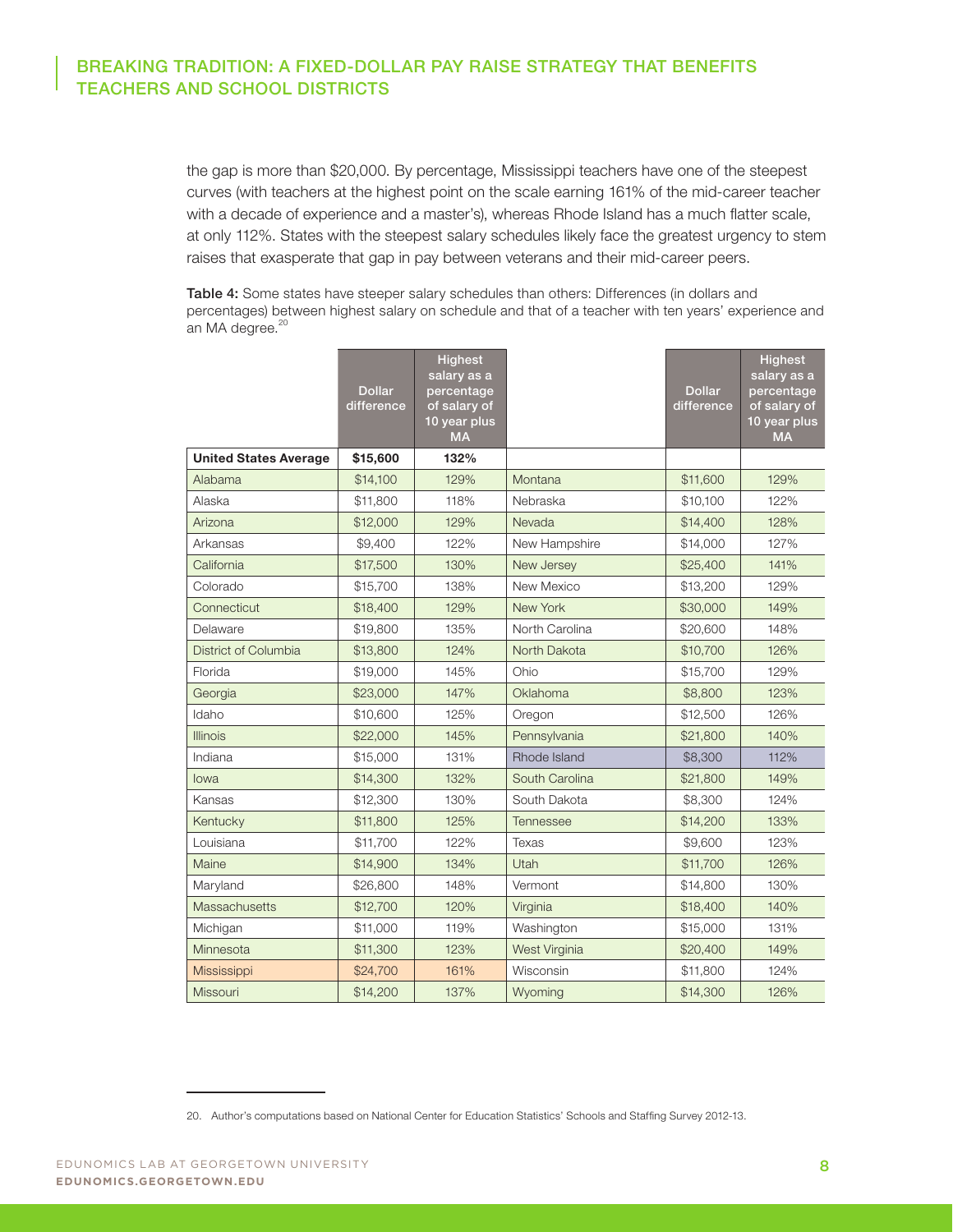the gap is more than $20,000. By percentage, Mississippi teachers have one of the steepest curves (with teachers at the highest point on the scale earning 161% of the mid-career teacher with a decade of experience and a master's), whereas Rhode Island has a much flatter scale, at only 112%. States with the steepest salary schedules likely face the greatest urgency to stem raises that exasperate that gap in pay between veterans and their mid-career peers.

**Table 4:** Some states have steeper salary schedules than others: Differences (in dollars and percentages) between highest salary on schedule and that of a teacher with ten years' experience and an MA degree.[20]

| | Dollar difference | Highest salary as a percentage of salary of 10 year plus MA | | Dollar difference | Highest salary as a percentage of salary of 10 year plus MA |
|---|---|---|---|---|---|
| **United States Average** | **$15,600** | **132%** | | | |
| Alabama | $14,100 | 129% | Montana | $11,600 | 129% |
| Alaska | $11,800 | 118% | Nebraska | $10,100 | 122% |
| Arizona | $12,000 | 129% | Nevada | $14,400 | 128% |
| Arkansas | $9,400 | 122% | New Hampshire | $14,000 | 127% |
| California | $17,500 | 130% | New Jersey | $25,400 | 141% |
| Colorado | $15,700 | 138% | New Mexico | $13,200 | 129% |
| Connecticut | $18,400 | 129% | New York | $30,000 | 149% |
| Delaware | $19,800 | 135% | North Carolina | $20,600 | 148% |
| District of Columbia | $13,800 | 124% | North Dakota | $10,700 | 126% |
| Florida | $19,000 | 145% | Ohio | $15,700 | 129% |
| Georgia | $23,000 | 147% | Oklahoma | $8,800 | 123% |
| Idaho | $10,600 | 125% | Oregon | $12,500 | 126% |
| Illinois | $22,000 | 145% | Pennsylvania | $21,800 | 140% |
| Indiana | $15,000 | 131% | Rhode Island | $8,300 | 112% |
| Iowa | $14,300 | 132% | South Carolina | $21,800 | 149% |
| Kansas | $12,300 | 130% | South Dakota | $8,300 | 124% |
| Kentucky | $11,800 | 125% | Tennessee | $14,200 | 133% |
| Louisiana | $11,700 | 122% | Texas | $9,600 | 123% |
| Maine | $14,900 | 134% | Utah | $11,700 | 126% |
| Maryland | $26,800 | 148% | Vermont | $14,800 | 130% |
| Massachusetts | $12,700 | 120% | Virginia | $18,400 | 140% |
| Michigan | $11,000 | 119% | Washington | $15,000 | 131% |
| Minnesota | $11,300 | 123% | West Virginia | $20,400 | 149% |
| Mississippi | $24,700 | 161% | Wisconsin | $11,800 | 124% |
| Missouri | $14,200 | 137% | Wyoming | $14,300 | 126% |

20. Author's computations based on National Center for Education Statistics' Schools and Staffing Survey 2012-13.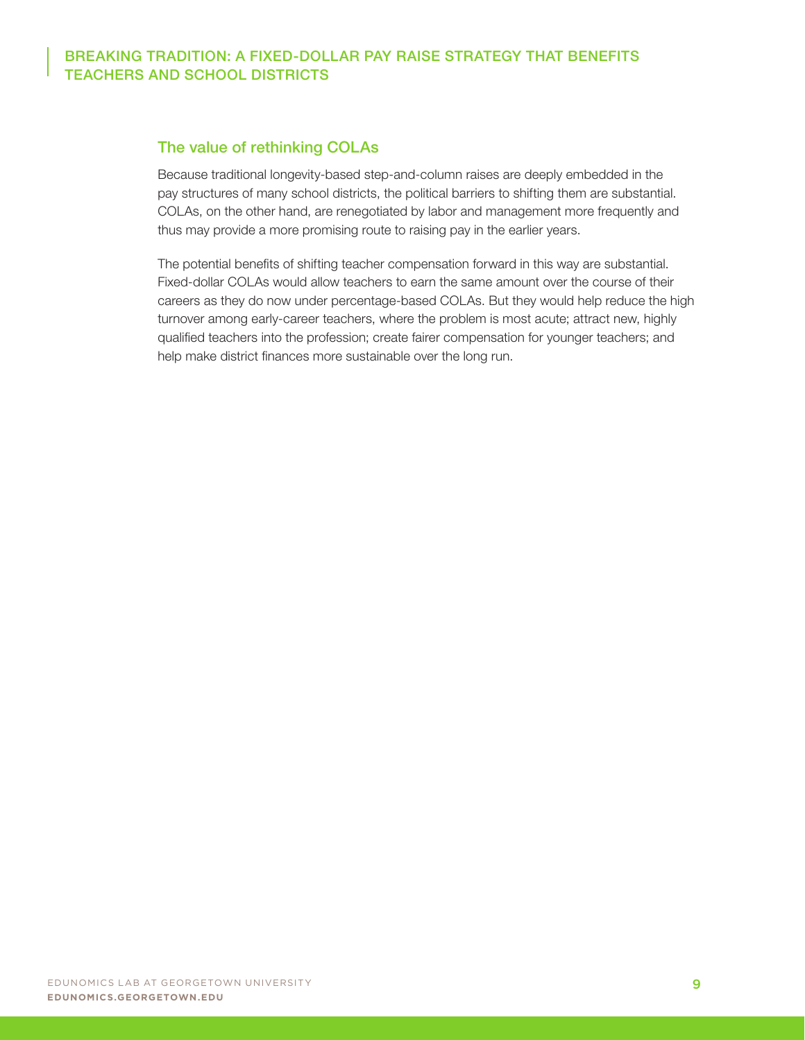## The value of rethinking COLAs

Because traditional longevity-based step-and-column raises are deeply embedded in the pay structures of many school districts, the political barriers to shifting them are substantial. COLAs, on the other hand, are renegotiated by labor and management more frequently and thus may provide a more promising route to raising pay in the earlier years.

The potential benefits of shifting teacher compensation forward in this way are substantial. Fixed-dollar COLAs would allow teachers to earn the same amount over the course of their careers as they do now under percentage-based COLAs. But they would help reduce the high turnover among early-career teachers, where the problem is most acute; attract new, highly qualified teachers into the profession; create fairer compensation for younger teachers; and help make district finances more sustainable over the long run.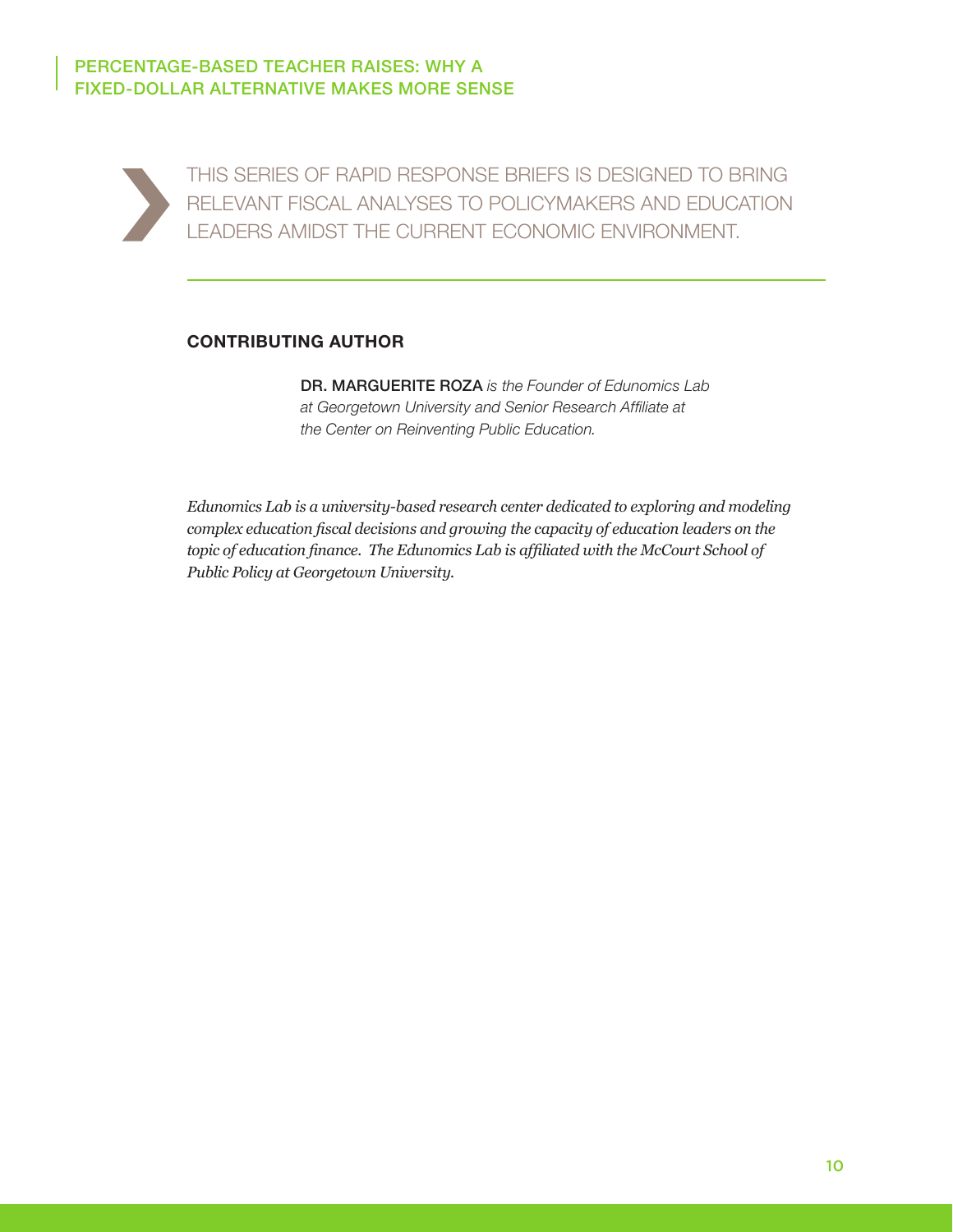THIS SERIES OF RAPID RESPONSE BRIEFS IS DESIGNED TO BRING RELEVANT FISCAL ANALYSES TO POLICYMAKERS AND EDUCATION LEADERS AMIDST THE CURRENT ECONOMIC ENVIRONMENT.

---

### CONTRIBUTING AUTHOR

DR. MARGUERITE ROZA *is the Founder of Edunomics Lab at Georgetown University and Senior Research Affiliate at the Center on Reinventing Public Education.*

*Edunomics Lab is a university-based research center dedicated to exploring and modeling complex education fiscal decisions and growing the capacity of education leaders on the topic of education finance. The Edunomics Lab is affiliated with the McCourt School of Public Policy at Georgetown University.*